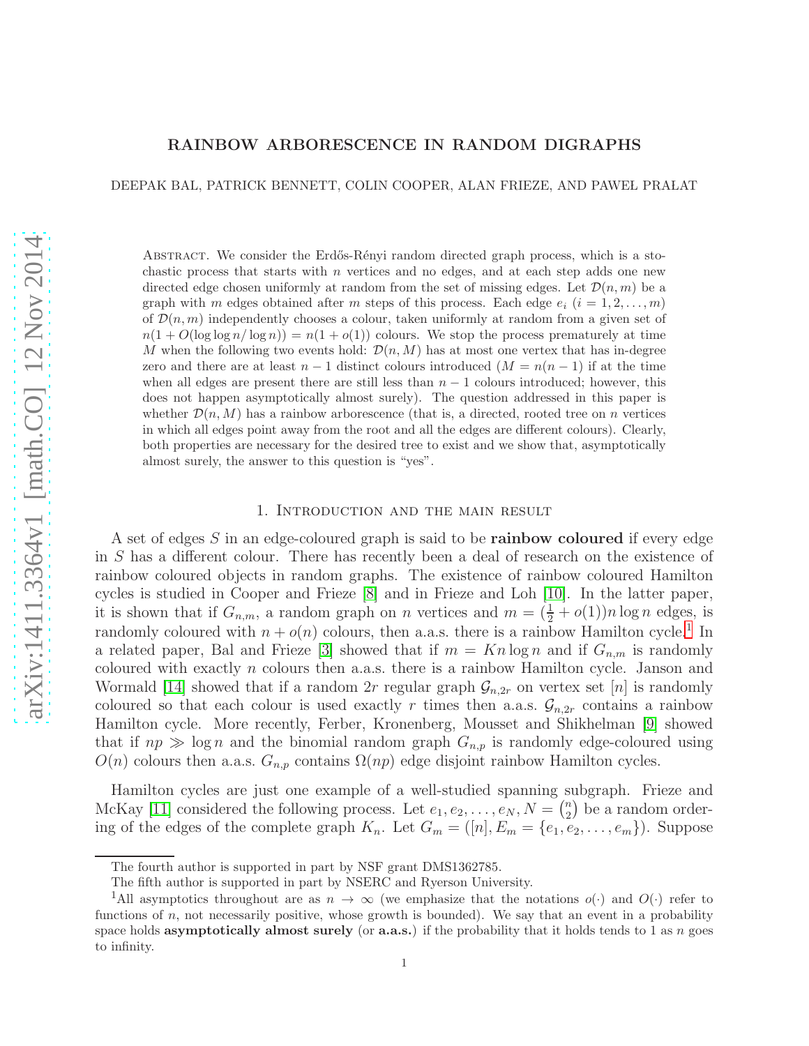# RAINBOW ARBORESCENCE IN RANDOM DIGRAPHS

DEEPAK BAL, PATRICK BENNETT, COLIN COOPER, ALAN FRIEZE, AND PAWEŁ PRAŁAT

Abstract. We consider the Erdős-Rényi random directed graph process, which is a stochastic process that starts with $n$ vertices and no edges, and at each step adds one new directed edge chosen uniformly at random from the set of missing edges. Let $\mathcal{D}(n,m)$ be a graph with $m$ edges obtained after $m$ steps of this process. Each edge $e_i$ $(i = 1, 2, \ldots, m)$ of $\mathcal{D}(n,m)$ independently chooses a colour, taken uniformly at random from a given set of $n(1 + O(\log\log n/\log n)) = n(1 + o(1))$ colours. We stop the process prematurely at time $M$ when the following two events hold: $\mathcal{D}(n,M)$ has at most one vertex that has in-degree zero and there are at least $n-1$ distinct colours introduced ($M = n(n-1)$ if at the time when all edges are present there are still less than $n-1$ colours introduced; however, this does not happen asymptotically almost surely). The question addressed in this paper is whether $\mathcal{D}(n,M)$ has a rainbow arborescence (that is, a directed, rooted tree on $n$ vertices in which all edges point away from the root and all the edges are different colours). Clearly, both properties are necessary for the desired tree to exist and we show that, asymptotically almost surely, the answer to this question is "yes".

## 1. Introduction and the main result

A set of edges $S$ in an edge-coloured graph is said to be **rainbow coloured** if every edge in $S$ has a different colour. There has recently been a deal of research on the existence of rainbow coloured objects in random graphs. The existence of rainbow coloured Hamilton cycles is studied in Cooper and Frieze [8] and in Frieze and Loh [10]. In the latter paper, it is shown that if $G_{n,m}$, a random graph on $n$ vertices and $m = (\frac{1}{2} + o(1))n\log n$ edges, is randomly coloured with $n + o(n)$ colours, then a.a.s. there is a rainbow Hamilton cycle.[1] In a related paper, Bal and Frieze [3] showed that if $m = Kn\log n$ and if $G_{n,m}$ is randomly coloured with exactly $n$ colours then a.a.s. there is a rainbow Hamilton cycle. Janson and Wormald [14] showed that if a random $2r$ regular graph $\mathcal{G}_{n,2r}$ on vertex set $[n]$ is randomly coloured so that each colour is used exactly $r$ times then a.a.s. $\mathcal{G}_{n,2r}$ contains a rainbow Hamilton cycle. More recently, Ferber, Kronenberg, Mousset and Shikhelman [9] showed that if $np \gg \log n$ and the binomial random graph $G_{n,p}$ is randomly edge-coloured using $O(n)$ colours then a.a.s. $G_{n,p}$ contains $\Omega(np)$ edge disjoint rainbow Hamilton cycles.

Hamilton cycles are just one example of a well-studied spanning subgraph. Frieze and McKay [11] considered the following process. Let $e_1, e_2, \ldots, e_N$, $N = \binom{n}{2}$ be a random ordering of the edges of the complete graph $K_n$. Let $G_m = ([n], E_m = \{e_1, e_2, \ldots, e_m\})$. Suppose

The fourth author is supported in part by NSF grant DMS1362785.

The fifth author is supported in part by NSERC and Ryerson University.

[1] All asymptotics throughout are as $n \to \infty$ (we emphasize that the notations $o(\cdot)$ and $O(\cdot)$ refer to functions of $n$, not necessarily positive, whose growth is bounded). We say that an event in a probability space holds **asymptotically almost surely** (or **a.a.s.**) if the probability that it holds tends to 1 as $n$ goes to infinity.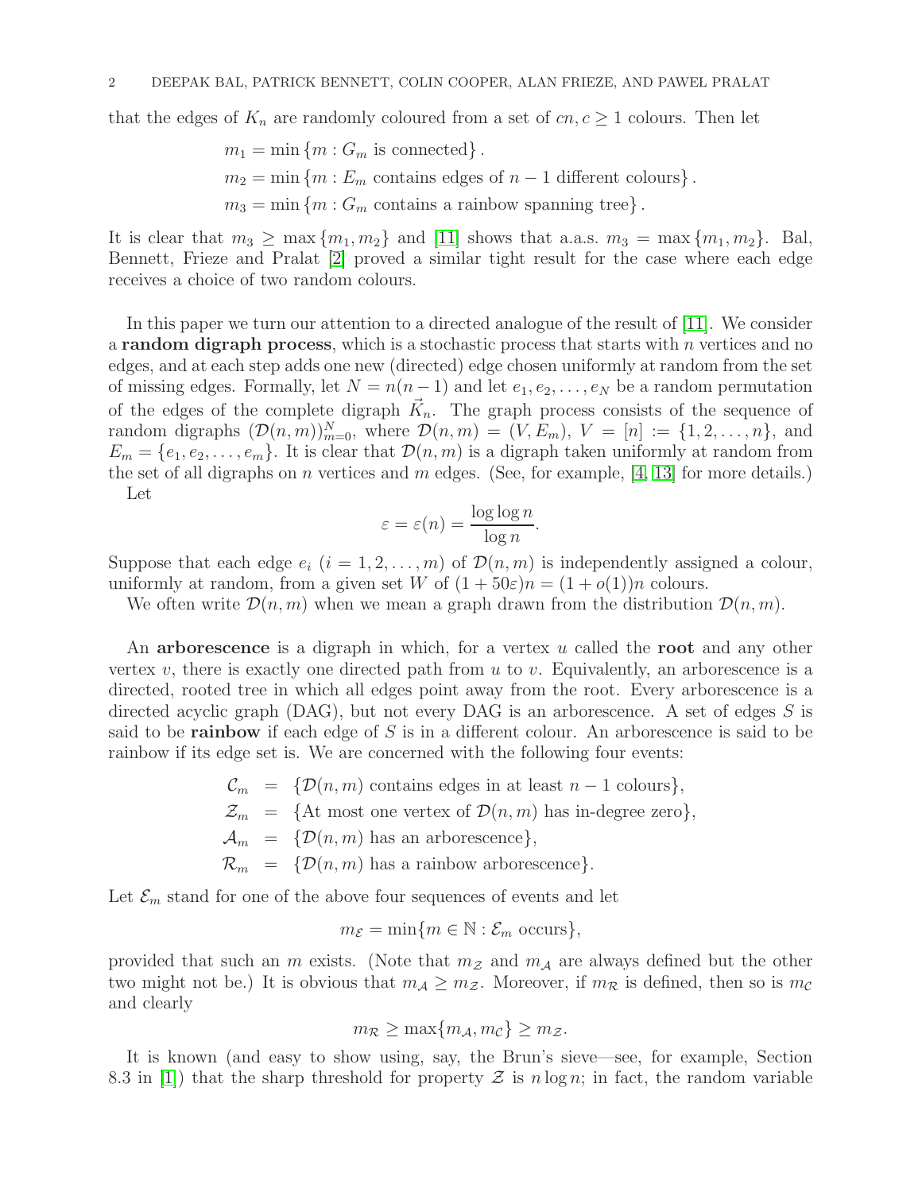that the edges of $K_n$ are randomly coloured from a set of $cn, c \geq 1$ colours. Then let

$$m_1 = \min \{m : G_m \text{ is connected}\}.$$
$$m_2 = \min \{m : E_m \text{ contains edges of } n-1 \text{ different colours}\}.$$
$$m_3 = \min \{m : G_m \text{ contains a rainbow spanning tree}\}.$$

It is clear that $m_3 \geq \max\{m_1, m_2\}$ and [11] shows that a.a.s. $m_3 = \max\{m_1, m_2\}$. Bal, Bennett, Frieze and Pralat [2] proved a similar tight result for the case where each edge receives a choice of two random colours.

In this paper we turn our attention to a directed analogue of the result of [11]. We consider a **random digraph process**, which is a stochastic process that starts with $n$ vertices and no edges, and at each step adds one new (directed) edge chosen uniformly at random from the set of missing edges. Formally, let $N = n(n-1)$ and let $e_1, e_2, \ldots, e_N$ be a random permutation of the edges of the complete digraph $\vec{K}_n$. The graph process consists of the sequence of random digraphs $(\mathcal{D}(n,m))_{m=0}^N$, where $\mathcal{D}(n,m) = (V, E_m)$, $V = [n] := \{1, 2, \ldots, n\}$, and $E_m = \{e_1, e_2, \ldots, e_m\}$. It is clear that $\mathcal{D}(n,m)$ is a digraph taken uniformly at random from the set of all digraphs on $n$ vertices and $m$ edges. (See, for example, [4, 13] for more details.)

Let

$$\varepsilon = \varepsilon(n) = \frac{\log \log n}{\log n}.$$

Suppose that each edge $e_i$ $(i = 1, 2, \ldots, m)$ of $\mathcal{D}(n,m)$ is independently assigned a colour, uniformly at random, from a given set $W$ of $(1 + 50\varepsilon)n = (1 + o(1))n$ colours.

We often write $\mathcal{D}(n,m)$ when we mean a graph drawn from the distribution $\mathcal{D}(n,m)$.

An **arborescence** is a digraph in which, for a vertex $u$ called the **root** and any other vertex $v$, there is exactly one directed path from $u$ to $v$. Equivalently, an arborescence is a directed, rooted tree in which all edges point away from the root. Every arborescence is a directed acyclic graph (DAG), but not every DAG is an arborescence. A set of edges $S$ is said to be **rainbow** if each edge of $S$ is in a different colour. An arborescence is said to be rainbow if its edge set is. We are concerned with the following four events:

$$\begin{aligned}
\mathcal{C}_m &= \{\mathcal{D}(n,m) \text{ contains edges in at least } n-1 \text{ colours}\},\\
\mathcal{Z}_m &= \{\text{At most one vertex of } \mathcal{D}(n,m) \text{ has in-degree zero}\},\\
\mathcal{A}_m &= \{\mathcal{D}(n,m) \text{ has an arborescence}\},\\
\mathcal{R}_m &= \{\mathcal{D}(n,m) \text{ has a rainbow arborescence}\}.
\end{aligned}$$

Let $\mathcal{E}_m$ stand for one of the above four sequences of events and let

$$m_{\mathcal{E}} = \min\{m \in \mathbb{N} : \mathcal{E}_m \text{ occurs}\},$$

provided that such an $m$ exists. (Note that $m_{\mathcal{Z}}$ and $m_{\mathcal{A}}$ are always defined but the other two might not be.) It is obvious that $m_{\mathcal{A}} \geq m_{\mathcal{Z}}$. Moreover, if $m_{\mathcal{R}}$ is defined, then so is $m_{\mathcal{C}}$ and clearly

$$m_{\mathcal{R}} \geq \max\{m_{\mathcal{A}}, m_{\mathcal{C}}\} \geq m_{\mathcal{Z}}.$$

It is known (and easy to show using, say, the Brun's sieve—see, for example, Section 8.3 in [1]) that the sharp threshold for property $\mathcal{Z}$ is $n \log n$; in fact, the random variable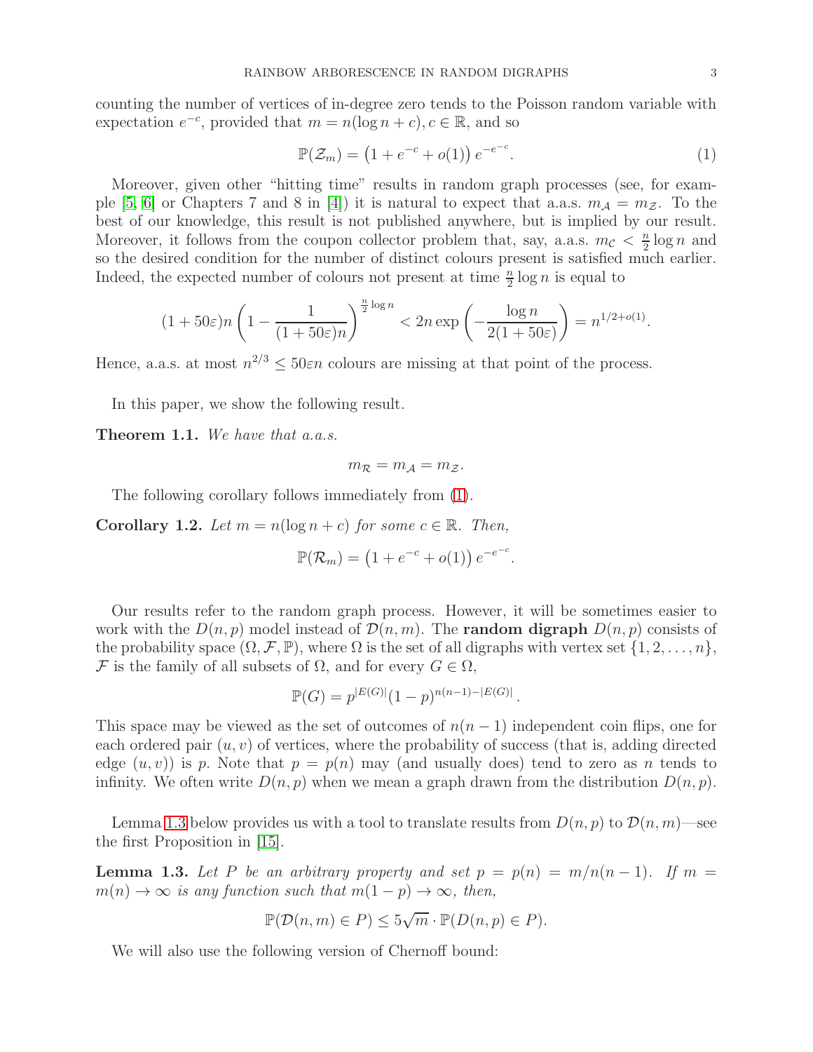counting the number of vertices of in-degree zero tends to the Poisson random variable with expectation $e^{-c}$, provided that $m = n(\log n + c), c \in \mathbb{R}$, and so

$$\mathbb{P}(\mathcal{Z}_m) = \left(1 + e^{-c} + o(1)\right) e^{-e^{-c}}. \tag{1}$$

Moreover, given other "hitting time" results in random graph processes (see, for example [5, 6] or Chapters 7 and 8 in [4]) it is natural to expect that a.a.s. $m_{\mathcal{A}} = m_{\mathcal{Z}}$. To the best of our knowledge, this result is not published anywhere, but is implied by our result. Moreover, it follows from the coupon collector problem that, say, a.a.s. $m_{\mathcal{C}} < \frac{n}{2} \log n$ and so the desired condition for the number of distinct colours present is satisfied much earlier. Indeed, the expected number of colours not present at time $\frac{n}{2} \log n$ is equal to

$$(1 + 50\varepsilon)n \left(1 - \frac{1}{(1 + 50\varepsilon)n}\right)^{\frac{n}{2}\log n} < 2n \exp\left(-\frac{\log n}{2(1 + 50\varepsilon)}\right) = n^{1/2+o(1)}.$$

Hence, a.a.s. at most $n^{2/3} \le 50\varepsilon n$ colours are missing at that point of the process.

In this paper, we show the following result.

**Theorem 1.1.** *We have that a.a.s.*

$$m_{\mathcal{R}} = m_{\mathcal{A}} = m_{\mathcal{Z}}.$$

The following corollary follows immediately from (1).

**Corollary 1.2.** *Let $m = n(\log n + c)$ for some $c \in \mathbb{R}$. Then,*

$$\mathbb{P}(\mathcal{R}_m) = \left(1 + e^{-c} + o(1)\right) e^{-e^{-c}}.$$

Our results refer to the random graph process. However, it will be sometimes easier to work with the $D(n, p)$ model instead of $\mathcal{D}(n, m)$. The **random digraph** $D(n, p)$ consists of the probability space $(\Omega, \mathcal{F}, \mathbb{P})$, where $\Omega$ is the set of all digraphs with vertex set $\{1, 2, \ldots, n\}$, $\mathcal{F}$ is the family of all subsets of $\Omega$, and for every $G \in \Omega$,

$$\mathbb{P}(G) = p^{|E(G)|}(1 - p)^{n(n-1)-|E(G)|}.$$

This space may be viewed as the set of outcomes of $n(n - 1)$ independent coin flips, one for each ordered pair $(u, v)$ of vertices, where the probability of success (that is, adding directed edge $(u, v)$) is $p$. Note that $p = p(n)$ may (and usually does) tend to zero as $n$ tends to infinity. We often write $D(n, p)$ when we mean a graph drawn from the distribution $D(n, p)$.

Lemma 1.3 below provides us with a tool to translate results from $D(n, p)$ to $\mathcal{D}(n, m)$—see the first Proposition in [15].

**Lemma 1.3.** *Let $P$ be an arbitrary property and set $p = p(n) = m/n(n-1)$. If $m = m(n) \to \infty$ is any function such that $m(1 - p) \to \infty$, then,*

$$\mathbb{P}(\mathcal{D}(n, m) \in P) \le 5\sqrt{m} \cdot \mathbb{P}(D(n, p) \in P).$$

We will also use the following version of Chernoff bound: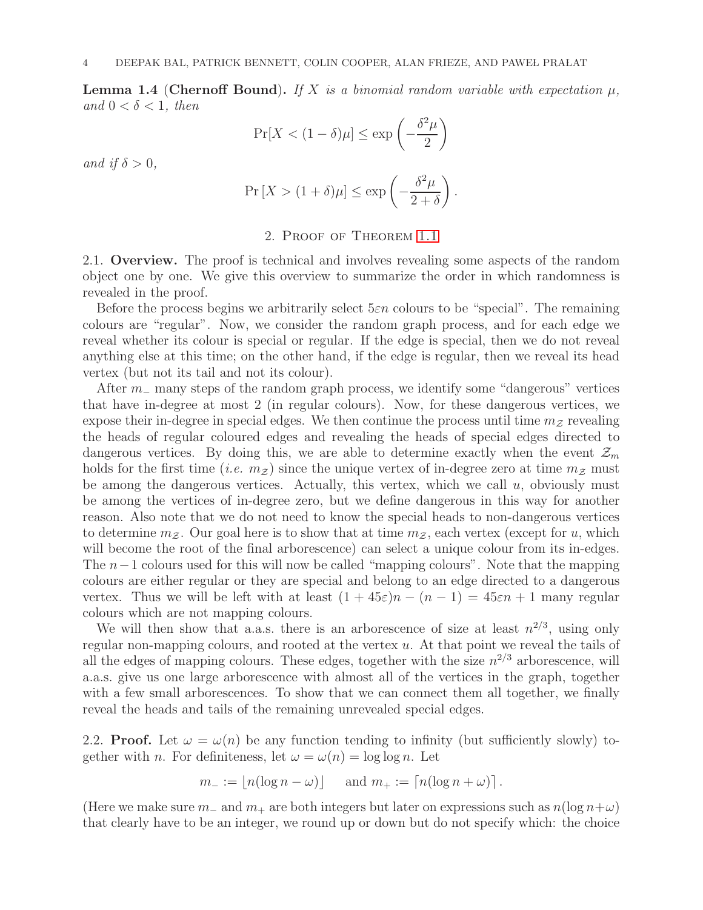**Lemma 1.4 (Chernoff Bound).** *If $X$ is a binomial random variable with expectation $\mu$, and $0 < \delta < 1$, then*

$$\Pr[X < (1-\delta)\mu] \le \exp\left(-\frac{\delta^2 \mu}{2}\right)$$

*and if $\delta > 0$,*

$$\Pr\left[X > (1+\delta)\mu\right] \le \exp\left(-\frac{\delta^2 \mu}{2+\delta}\right).$$

## 2. Proof of Theorem 1.1

2.1. **Overview.** The proof is technical and involves revealing some aspects of the random object one by one. We give this overview to summarize the order in which randomness is revealed in the proof.

Before the process begins we arbitrarily select $5\varepsilon n$ colours to be "special". The remaining colours are "regular". Now, we consider the random graph process, and for each edge we reveal whether its colour is special or regular. If the edge is special, then we do not reveal anything else at this time; on the other hand, if the edge is regular, then we reveal its head vertex (but not its tail and not its colour).

After $m_-$ many steps of the random graph process, we identify some "dangerous" vertices that have in-degree at most 2 (in regular colours). Now, for these dangerous vertices, we expose their in-degree in special edges. We then continue the process until time $m_{\mathcal{Z}}$ revealing the heads of regular coloured edges and revealing the heads of special edges directed to dangerous vertices. By doing this, we are able to determine exactly when the event $\mathcal{Z}_m$ holds for the first time (*i.e.* $m_{\mathcal{Z}}$) since the unique vertex of in-degree zero at time $m_{\mathcal{Z}}$ must be among the dangerous vertices. Actually, this vertex, which we call $u$, obviously must be among the vertices of in-degree zero, but we define dangerous in this way for another reason. Also note that we do not need to know the special heads to non-dangerous vertices to determine $m_{\mathcal{Z}}$. Our goal here is to show that at time $m_{\mathcal{Z}}$, each vertex (except for $u$, which will become the root of the final arborescence) can select a unique colour from its in-edges. The $n-1$ colours used for this will now be called "mapping colours". Note that the mapping colours are either regular or they are special and belong to an edge directed to a dangerous vertex. Thus we will be left with at least $(1+45\varepsilon)n-(n-1) = 45\varepsilon n+1$ many regular colours which are not mapping colours.

We will then show that a.a.s. there is an arborescence of size at least $n^{2/3}$, using only regular non-mapping colours, and rooted at the vertex $u$. At that point we reveal the tails of all the edges of mapping colours. These edges, together with the size $n^{2/3}$ arborescence, will a.a.s. give us one large arborescence with almost all of the vertices in the graph, together with a few small arborescences. To show that we can connect them all together, we finally reveal the heads and tails of the remaining unrevealed special edges.

2.2. **Proof.** Let $\omega = \omega(n)$ be any function tending to infinity (but sufficiently slowly) together with $n$. For definiteness, let $\omega = \omega(n) = \log\log n$. Let

$$m_- := \lfloor n(\log n - \omega)\rfloor \quad \text{ and } m_+ := \lceil n(\log n + \omega)\rceil.$$

(Here we make sure $m_-$ and $m_+$ are both integers but later on expressions such as $n(\log n+\omega)$ that clearly have to be an integer, we round up or down but do not specify which: the choice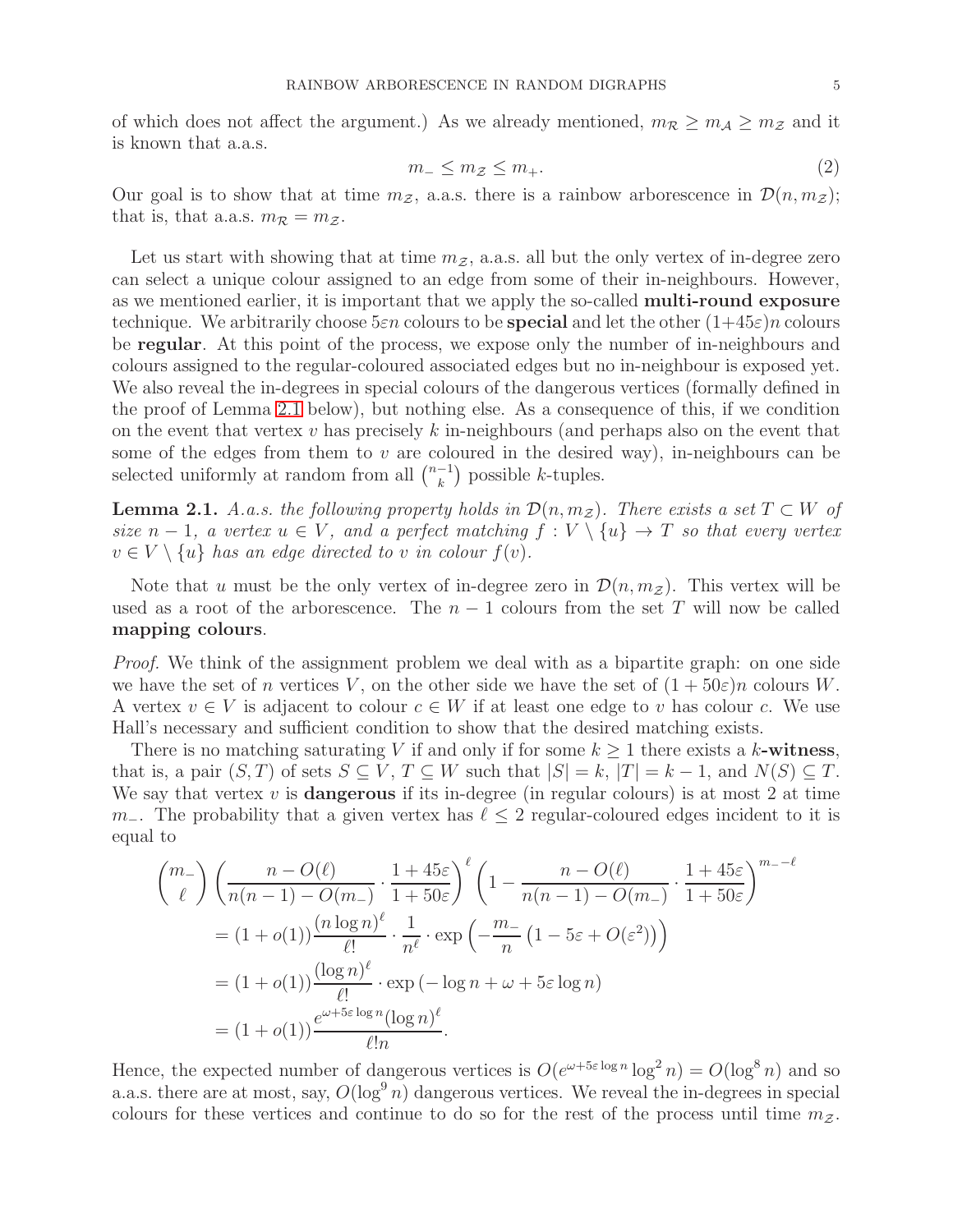of which does not affect the argument.) As we already mentioned, $m_{\mathcal{R}} \geq m_{\mathcal{A}} \geq m_{\mathcal{Z}}$ and it is known that a.a.s.

$$m_- \leq m_{\mathcal{Z}} \leq m_+. \tag{2}$$

Our goal is to show that at time $m_{\mathcal{Z}}$, a.a.s. there is a rainbow arborescence in $\mathcal{D}(n, m_{\mathcal{Z}})$; that is, that a.a.s. $m_{\mathcal{R}} = m_{\mathcal{Z}}$.

Let us start with showing that at time $m_{\mathcal{Z}}$, a.a.s. all but the only vertex of in-degree zero can select a unique colour assigned to an edge from some of their in-neighbours. However, as we mentioned earlier, it is important that we apply the so-called **multi-round exposure** technique. We arbitrarily choose $5\varepsilon n$ colours to be **special** and let the other $(1+45\varepsilon)n$ colours be **regular**. At this point of the process, we expose only the number of in-neighbours and colours assigned to the regular-coloured associated edges but no in-neighbour is exposed yet. We also reveal the in-degrees in special colours of the dangerous vertices (formally defined in the proof of Lemma 2.1 below), but nothing else. As a consequence of this, if we condition on the event that vertex $v$ has precisely $k$ in-neighbours (and perhaps also on the event that some of the edges from them to $v$ are coloured in the desired way), in-neighbours can be selected uniformly at random from all $\binom{n-1}{k}$ possible $k$-tuples.

**Lemma 2.1.** *A.a.s. the following property holds in $\mathcal{D}(n, m_{\mathcal{Z}})$. There exists a set $T \subset W$ of size $n-1$, a vertex $u \in V$, and a perfect matching $f : V \setminus \{u\} \to T$ so that every vertex $v \in V \setminus \{u\}$ has an edge directed to $v$ in colour $f(v)$.*

Note that $u$ must be the only vertex of in-degree zero in $\mathcal{D}(n, m_{\mathcal{Z}})$. This vertex will be used as a root of the arborescence. The $n-1$ colours from the set $T$ will now be called **mapping colours**.

*Proof.* We think of the assignment problem we deal with as a bipartite graph: on one side we have the set of $n$ vertices $V$, on the other side we have the set of $(1+50\varepsilon)n$ colours $W$. A vertex $v \in V$ is adjacent to colour $c \in W$ if at least one edge to $v$ has colour $c$. We use Hall's necessary and sufficient condition to show that the desired matching exists.

There is no matching saturating $V$ if and only if for some $k \geq 1$ there exists a $k$**-witness**, that is, a pair $(S, T)$ of sets $S \subseteq V$, $T \subseteq W$ such that $|S| = k$, $|T| = k-1$, and $N(S) \subseteq T$. We say that vertex $v$ is **dangerous** if its in-degree (in regular colours) is at most 2 at time $m_-$. The probability that a given vertex has $\ell \leq 2$ regular-coloured edges incident to it is equal to

$$\begin{aligned}
&\binom{m_-}{\ell} \left( \frac{n - O(\ell)}{n(n-1) - O(m_-)} \cdot \frac{1+45\varepsilon}{1+50\varepsilon} \right)^{\ell} \left( 1 - \frac{n - O(\ell)}{n(n-1) - O(m_-)} \cdot \frac{1+45\varepsilon}{1+50\varepsilon} \right)^{m_- - \ell} \\
&= (1+o(1)) \frac{(n \log n)^{\ell}}{\ell!} \cdot \frac{1}{n^{\ell}} \cdot \exp\left( -\frac{m_-}{n} \left(1 - 5\varepsilon + O(\varepsilon^2)\right) \right) \\
&= (1+o(1)) \frac{(\log n)^{\ell}}{\ell!} \cdot \exp\left( -\log n + \omega + 5\varepsilon \log n \right) \\
&= (1+o(1)) \frac{e^{\omega + 5\varepsilon \log n} (\log n)^{\ell}}{\ell! n}.
\end{aligned}$$

Hence, the expected number of dangerous vertices is $O(e^{\omega + 5\varepsilon \log n} \log^2 n) = O(\log^8 n)$ and so a.a.s. there are at most, say, $O(\log^9 n)$ dangerous vertices. We reveal the in-degrees in special colours for these vertices and continue to do so for the rest of the process until time $m_{\mathcal{Z}}$.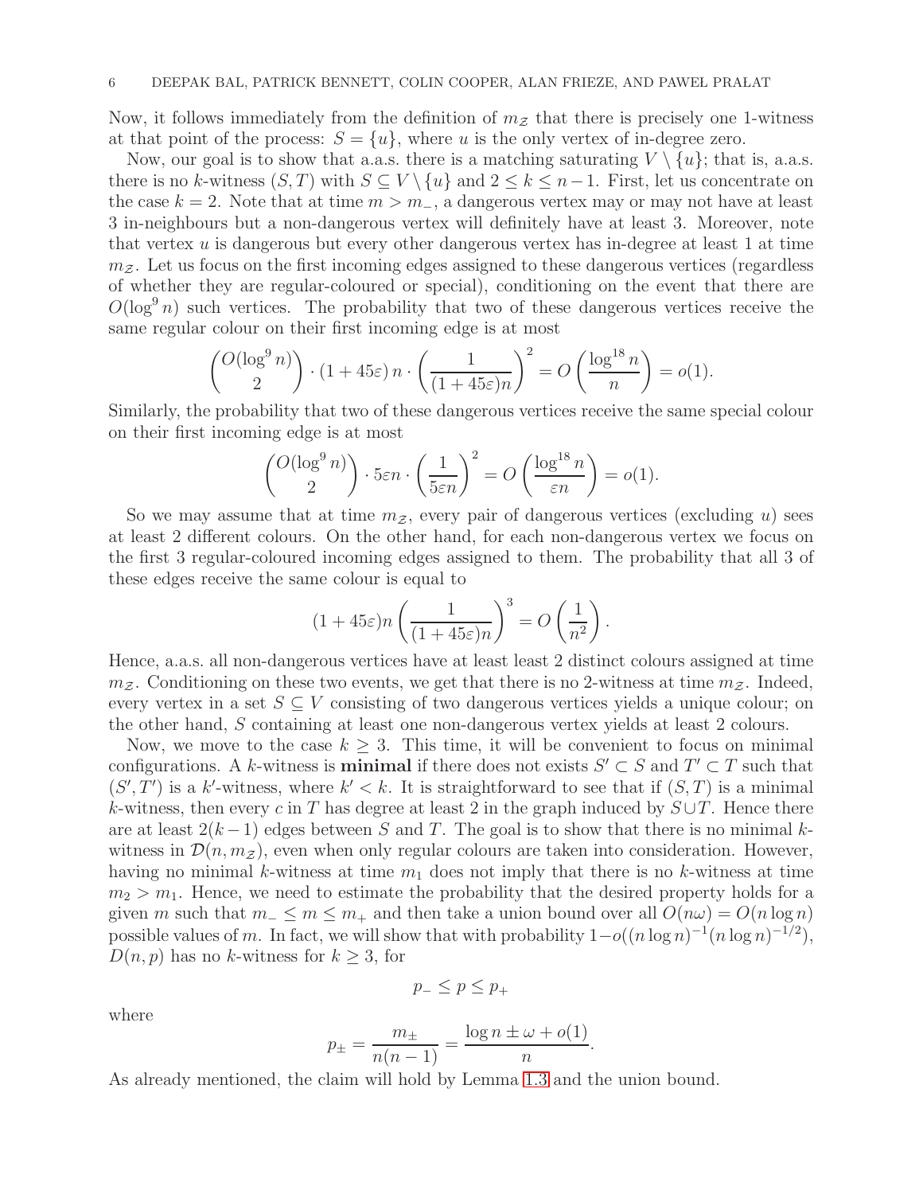Now, it follows immediately from the definition of $m_{\mathcal{Z}}$ that there is precisely one 1-witness at that point of the process: $S = \{u\}$, where $u$ is the only vertex of in-degree zero.

Now, our goal is to show that a.a.s. there is a matching saturating $V \setminus \{u\}$; that is, a.a.s. there is no $k$-witness $(S,T)$ with $S \subseteq V \setminus \{u\}$ and $2 \le k \le n-1$. First, let us concentrate on the case $k = 2$. Note that at time $m > m_-$, a dangerous vertex may or may not have at least 3 in-neighbours but a non-dangerous vertex will definitely have at least 3. Moreover, note that vertex $u$ is dangerous but every other dangerous vertex has in-degree at least 1 at time $m_{\mathcal{Z}}$. Let us focus on the first incoming edges assigned to these dangerous vertices (regardless of whether they are regular-coloured or special), conditioning on the event that there are $O(\log^9 n)$ such vertices. The probability that two of these dangerous vertices receive the same regular colour on their first incoming edge is at most

$$\binom{O(\log^9 n)}{2} \cdot (1+45\varepsilon)\, n \cdot \left(\frac{1}{(1+45\varepsilon)n}\right)^2 = O\left(\frac{\log^{18} n}{n}\right) = o(1).$$

Similarly, the probability that two of these dangerous vertices receive the same special colour on their first incoming edge is at most

$$\binom{O(\log^9 n)}{2} \cdot 5\varepsilon n \cdot \left(\frac{1}{5\varepsilon n}\right)^2 = O\left(\frac{\log^{18} n}{\varepsilon n}\right) = o(1).$$

So we may assume that at time $m_{\mathcal{Z}}$, every pair of dangerous vertices (excluding $u$) sees at least 2 different colours. On the other hand, for each non-dangerous vertex we focus on the first 3 regular-coloured incoming edges assigned to them. The probability that all 3 of these edges receive the same colour is equal to

$$(1+45\varepsilon)n\left(\frac{1}{(1+45\varepsilon)n}\right)^3 = O\left(\frac{1}{n^2}\right).$$

Hence, a.a.s. all non-dangerous vertices have at least least 2 distinct colours assigned at time $m_{\mathcal{Z}}$. Conditioning on these two events, we get that there is no 2-witness at time $m_{\mathcal{Z}}$. Indeed, every vertex in a set $S \subseteq V$ consisting of two dangerous vertices yields a unique colour; on the other hand, $S$ containing at least one non-dangerous vertex yields at least 2 colours.

Now, we move to the case $k \ge 3$. This time, it will be convenient to focus on minimal configurations. A $k$-witness is **minimal** if there does not exists $S' \subset S$ and $T' \subset T$ such that $(S', T')$ is a $k'$-witness, where $k' < k$. It is straightforward to see that if $(S,T)$ is a minimal $k$-witness, then every $c$ in $T$ has degree at least 2 in the graph induced by $S \cup T$. Hence there are at least $2(k-1)$ edges between $S$ and $T$. The goal is to show that there is no minimal $k$-witness in $\mathcal{D}(n, m_{\mathcal{Z}})$, even when only regular colours are taken into consideration. However, having no minimal $k$-witness at time $m_1$ does not imply that there is no $k$-witness at time $m_2 > m_1$. Hence, we need to estimate the probability that the desired property holds for a given $m$ such that $m_- \le m \le m_+$ and then take a union bound over all $O(n\omega) = O(n \log n)$ possible values of $m$. In fact, we will show that with probability $1 - o((n \log n)^{-1}(n \log n)^{-1/2})$, $D(n,p)$ has no $k$-witness for $k \ge 3$, for

$$p_- \le p \le p_+$$

where

$$p_\pm = \frac{m_\pm}{n(n-1)} = \frac{\log n \pm \omega + o(1)}{n}.$$

As already mentioned, the claim will hold by Lemma 1.3 and the union bound.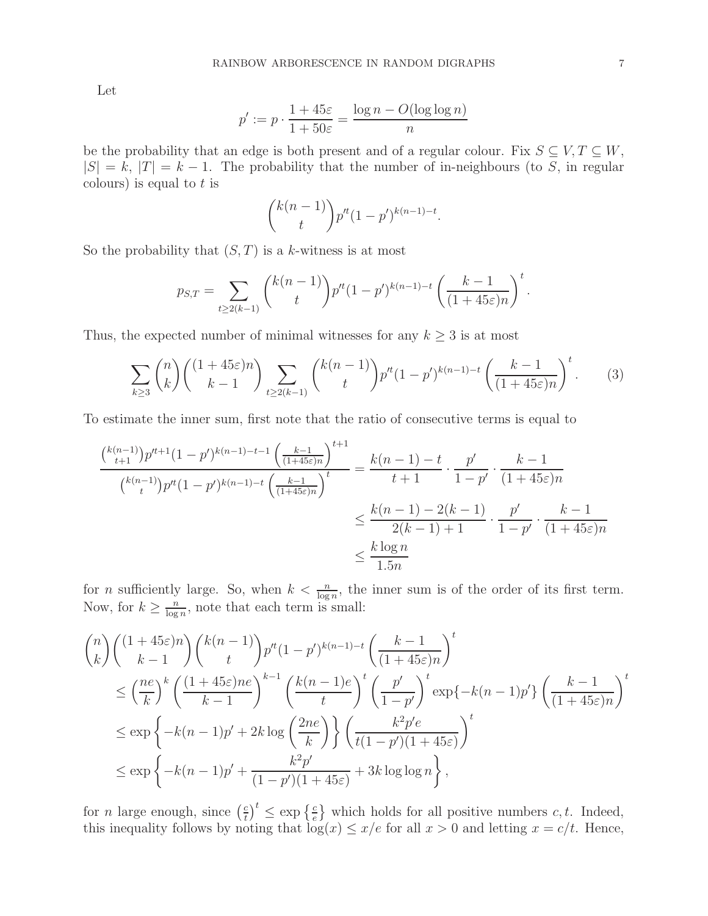Let

$$p' := p \cdot \frac{1+45\varepsilon}{1+50\varepsilon} = \frac{\log n - O(\log \log n)}{n}$$

be the probability that an edge is both present and of a regular colour. Fix $S \subseteq V, T \subseteq W$, $|S| = k$, $|T| = k-1$. The probability that the number of in-neighbours (to $S$, in regular colours) is equal to $t$ is

$$\binom{k(n-1)}{t} p'^t (1-p')^{k(n-1)-t}.$$

So the probability that $(S,T)$ is a $k$-witness is at most

$$p_{S,T} = \sum_{t \geq 2(k-1)} \binom{k(n-1)}{t} p'^t (1-p')^{k(n-1)-t} \left( \frac{k-1}{(1+45\varepsilon)n} \right)^t.$$

Thus, the expected number of minimal witnesses for any $k \geq 3$ is at most

$$\sum_{k \geq 3} \binom{n}{k} \binom{(1+45\varepsilon)n}{k-1} \sum_{t \geq 2(k-1)} \binom{k(n-1)}{t} p'^t (1-p')^{k(n-1)-t} \left( \frac{k-1}{(1+45\varepsilon)n} \right)^t. \tag{3}$$

To estimate the inner sum, first note that the ratio of consecutive terms is equal to

$$\begin{aligned}
\frac{\binom{k(n-1)}{t+1} p'^{t+1} (1-p')^{k(n-1)-t-1} \left( \frac{k-1}{(1+45\varepsilon)n} \right)^{t+1}}{\binom{k(n-1)}{t} p'^t (1-p')^{k(n-1)-t} \left( \frac{k-1}{(1+45\varepsilon)n} \right)^t} &= \frac{k(n-1)-t}{t+1} \cdot \frac{p'}{1-p'} \cdot \frac{k-1}{(1+45\varepsilon)n} \\
&\leq \frac{k(n-1)-2(k-1)}{2(k-1)+1} \cdot \frac{p'}{1-p'} \cdot \frac{k-1}{(1+45\varepsilon)n} \\
&\leq \frac{k \log n}{1.5n}
\end{aligned}$$

for $n$ sufficiently large. So, when $k < \frac{n}{\log n}$, the inner sum is of the order of its first term. Now, for $k \geq \frac{n}{\log n}$, note that each term is small:

$$\begin{aligned}
&\binom{n}{k} \binom{(1+45\varepsilon)n}{k-1} \binom{k(n-1)}{t} p'^t (1-p')^{k(n-1)-t} \left( \frac{k-1}{(1+45\varepsilon)n} \right)^t \\
&\quad \leq \left( \frac{ne}{k} \right)^k \left( \frac{(1+45\varepsilon)ne}{k-1} \right)^{k-1} \left( \frac{k(n-1)e}{t} \right)^t \left( \frac{p'}{1-p'} \right)^t \exp\{-k(n-1)p'\} \left( \frac{k-1}{(1+45\varepsilon)n} \right)^t \\
&\quad \leq \exp\left\{ -k(n-1)p' + 2k \log\left( \frac{2ne}{k} \right) \right\} \left( \frac{k^2 p' e}{t(1-p')(1+45\varepsilon)} \right)^t \\
&\quad \leq \exp\left\{ -k(n-1)p' + \frac{k^2 p'}{(1-p')(1+45\varepsilon)} + 3k \log \log n \right\},
\end{aligned}$$

for $n$ large enough, since $\left(\frac{c}{t}\right)^t \leq \exp\left\{\frac{c}{e}\right\}$ which holds for all positive numbers $c, t$. Indeed, this inequality follows by noting that $\log(x) \leq x/e$ for all $x > 0$ and letting $x = c/t$. Hence,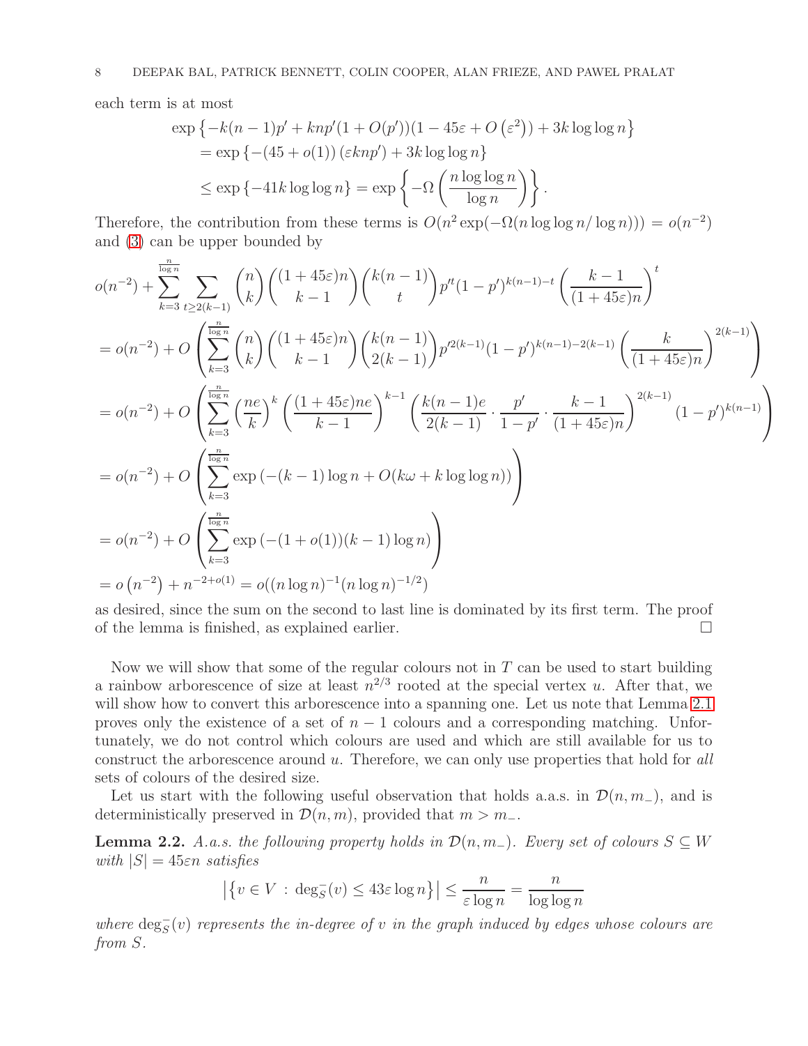each term is at most

$$
\begin{aligned}
&\exp\left\{-k(n-1)p' + knp'(1+O(p'))(1-45\varepsilon+O\left(\varepsilon^2\right)) + 3k\log\log n\right\} \\
&= \exp\left\{-(45+o(1))\left(\varepsilon knp'\right) + 3k\log\log n\right\} \\
&\le \exp\left\{-41k\log\log n\right\} = \exp\left\{-\Omega\left(\frac{n\log\log n}{\log n}\right)\right\}.
\end{aligned}
$$

Therefore, the contribution from these terms is $O(n^2\exp(-\Omega(n\log\log n/\log n))) = o(n^{-2})$ and (3) can be upper bounded by

$$
\begin{aligned}
&o(n^{-2}) + \sum_{k=3}^{\frac{n}{\log n}} \sum_{t\ge 2(k-1)} \binom{n}{k}\binom{(1+45\varepsilon)n}{k-1}\binom{k(n-1)}{t} p'^t(1-p')^{k(n-1)-t}\left(\frac{k-1}{(1+45\varepsilon)n}\right)^t \\
&= o(n^{-2}) + O\left(\sum_{k=3}^{\frac{n}{\log n}} \binom{n}{k}\binom{(1+45\varepsilon)n}{k-1}\binom{k(n-1)}{2(k-1)} p'^{2(k-1)}(1-p')^{k(n-1)-2(k-1)}\left(\frac{k}{(1+45\varepsilon)n}\right)^{2(k-1)}\right) \\
&= o(n^{-2}) + O\left(\sum_{k=3}^{\frac{n}{\log n}} \left(\frac{ne}{k}\right)^k\left(\frac{(1+45\varepsilon)ne}{k-1}\right)^{k-1}\left(\frac{k(n-1)e}{2(k-1)}\cdot\frac{p'}{1-p'}\cdot\frac{k-1}{(1+45\varepsilon)n}\right)^{2(k-1)}(1-p')^{k(n-1)}\right) \\
&= o(n^{-2}) + O\left(\sum_{k=3}^{\frac{n}{\log n}} \exp\left(-(k-1)\log n + O(k\omega + k\log\log n)\right)\right) \\
&= o(n^{-2}) + O\left(\sum_{k=3}^{\frac{n}{\log n}} \exp\left(-(1+o(1))(k-1)\log n\right)\right) \\
&= o\left(n^{-2}\right) + n^{-2+o(1)} = o((n\log n)^{-1}(n\log n)^{-1/2})
\end{aligned}
$$

as desired, since the sum on the second to last line is dominated by its first term. The proof of the lemma is finished, as explained earlier. □

Now we will show that some of the regular colours not in $T$ can be used to start building a rainbow arborescence of size at least $n^{2/3}$ rooted at the special vertex $u$. After that, we will show how to convert this arborescence into a spanning one. Let us note that Lemma 2.1 proves only the existence of a set of $n-1$ colours and a corresponding matching. Unfortunately, we do not control which colours are used and which are still available for us to construct the arborescence around $u$. Therefore, we can only use properties that hold for *all* sets of colours of the desired size.

Let us start with the following useful observation that holds a.a.s. in $\mathcal{D}(n, m_-)$, and is deterministically preserved in $\mathcal{D}(n, m)$, provided that $m > m_-$.

**Lemma 2.2.** *A.a.s. the following property holds in $\mathcal{D}(n, m_-)$. Every set of colours $S \subseteq W$ with $|S| = 45\varepsilon n$ satisfies*

$$
\left|\left\{v \in V : \deg_S^-(v) \le 43\varepsilon\log n\right\}\right| \le \frac{n}{\varepsilon\log n} = \frac{n}{\log\log n}
$$

*where $\deg_S^-(v)$ represents the in-degree of $v$ in the graph induced by edges whose colours are from $S$.*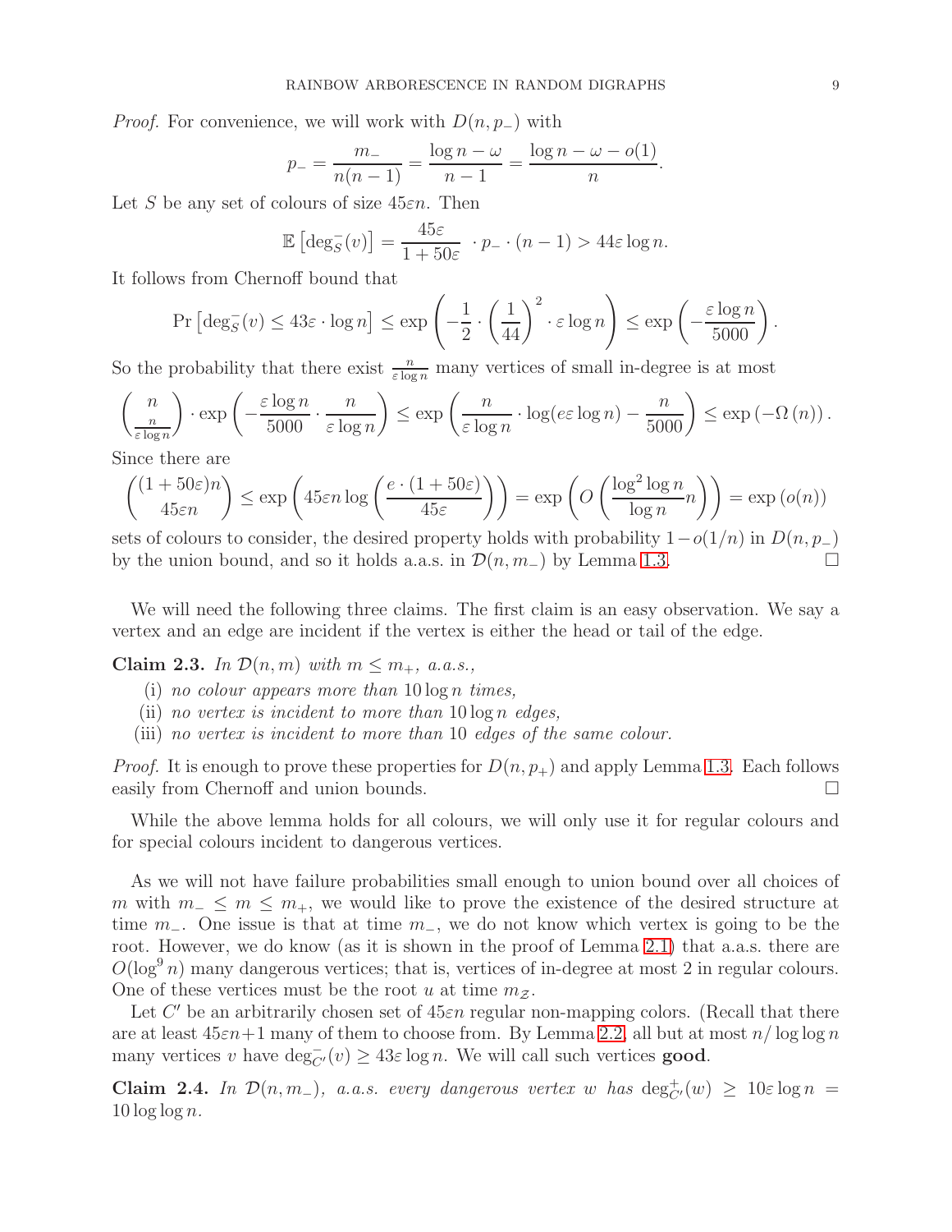*Proof.* For convenience, we will work with $D(n, p_-)$ with

$$p_- = \frac{m_-}{n(n-1)} = \frac{\log n - \omega}{n-1} = \frac{\log n - \omega - o(1)}{n}.$$

Let $S$ be any set of colours of size $45\varepsilon n$. Then

$$\mathbb{E}\left[\deg_S^-(v)\right] = \frac{45\varepsilon}{1+50\varepsilon} \cdot p_- \cdot (n-1) > 44\varepsilon \log n.$$

It follows from Chernoff bound that

$$\Pr\left[\deg_S^-(v) \le 43\varepsilon \cdot \log n\right] \le \exp\left(-\frac{1}{2} \cdot \left(\frac{1}{44}\right)^2 \cdot \varepsilon \log n\right) \le \exp\left(-\frac{\varepsilon \log n}{5000}\right).$$

So the probability that there exist $\frac{n}{\varepsilon \log n}$ many vertices of small in-degree is at most

$$\binom{n}{\frac{n}{\varepsilon \log n}} \cdot \exp\left(-\frac{\varepsilon \log n}{5000} \cdot \frac{n}{\varepsilon \log n}\right) \le \exp\left(\frac{n}{\varepsilon \log n} \cdot \log(e\varepsilon \log n) - \frac{n}{5000}\right) \le \exp\left(-\Omega\left(n\right)\right).$$

Since there are

$$\binom{(1+50\varepsilon)n}{45\varepsilon n} \le \exp\left(45\varepsilon n \log\left(\frac{e \cdot (1+50\varepsilon)}{45\varepsilon}\right)\right) = \exp\left(O\left(\frac{\log^2 \log n}{\log n} n\right)\right) = \exp\left(o(n)\right)$$

sets of colours to consider, the desired property holds with probability $1 - o(1/n)$ in $D(n, p_-)$ by the union bound, and so it holds a.a.s. in $\mathcal{D}(n, m_-)$ by Lemma 1.3. □

We will need the following three claims. The first claim is an easy observation. We say a vertex and an edge are incident if the vertex is either the head or tail of the edge.

**Claim 2.3.** *In $\mathcal{D}(n, m)$ with $m \le m_+$, a.a.s.,*

(i) *no colour appears more than $10 \log n$ times,*
(ii) *no vertex is incident to more than $10 \log n$ edges,*
(iii) *no vertex is incident to more than 10 edges of the same colour.*

*Proof.* It is enough to prove these properties for $D(n, p_+)$ and apply Lemma 1.3. Each follows easily from Chernoff and union bounds. □

While the above lemma holds for all colours, we will only use it for regular colours and for special colours incident to dangerous vertices.

As we will not have failure probabilities small enough to union bound over all choices of $m$ with $m_- \le m \le m_+$, we would like to prove the existence of the desired structure at time $m_-$. One issue is that at time $m_-$, we do not know which vertex is going to be the root. However, we do know (as it is shown in the proof of Lemma 2.1) that a.a.s. there are $O(\log^9 n)$ many dangerous vertices; that is, vertices of in-degree at most 2 in regular colours. One of these vertices must be the root $u$ at time $m_{\mathcal{Z}}$.

Let $C'$ be an arbitrarily chosen set of $45\varepsilon n$ regular non-mapping colors. (Recall that there are at least $45\varepsilon n + 1$ many of them to choose from. By Lemma 2.2, all but at most $n / \log \log n$ many vertices $v$ have $\deg_{C'}^-(v) \ge 43\varepsilon \log n$. We will call such vertices **good**.

**Claim 2.4.** *In $\mathcal{D}(n, m_-)$, a.a.s. every dangerous vertex $w$ has $\deg_{C'}^+(w) \ge 10\varepsilon \log n = 10 \log \log n$.*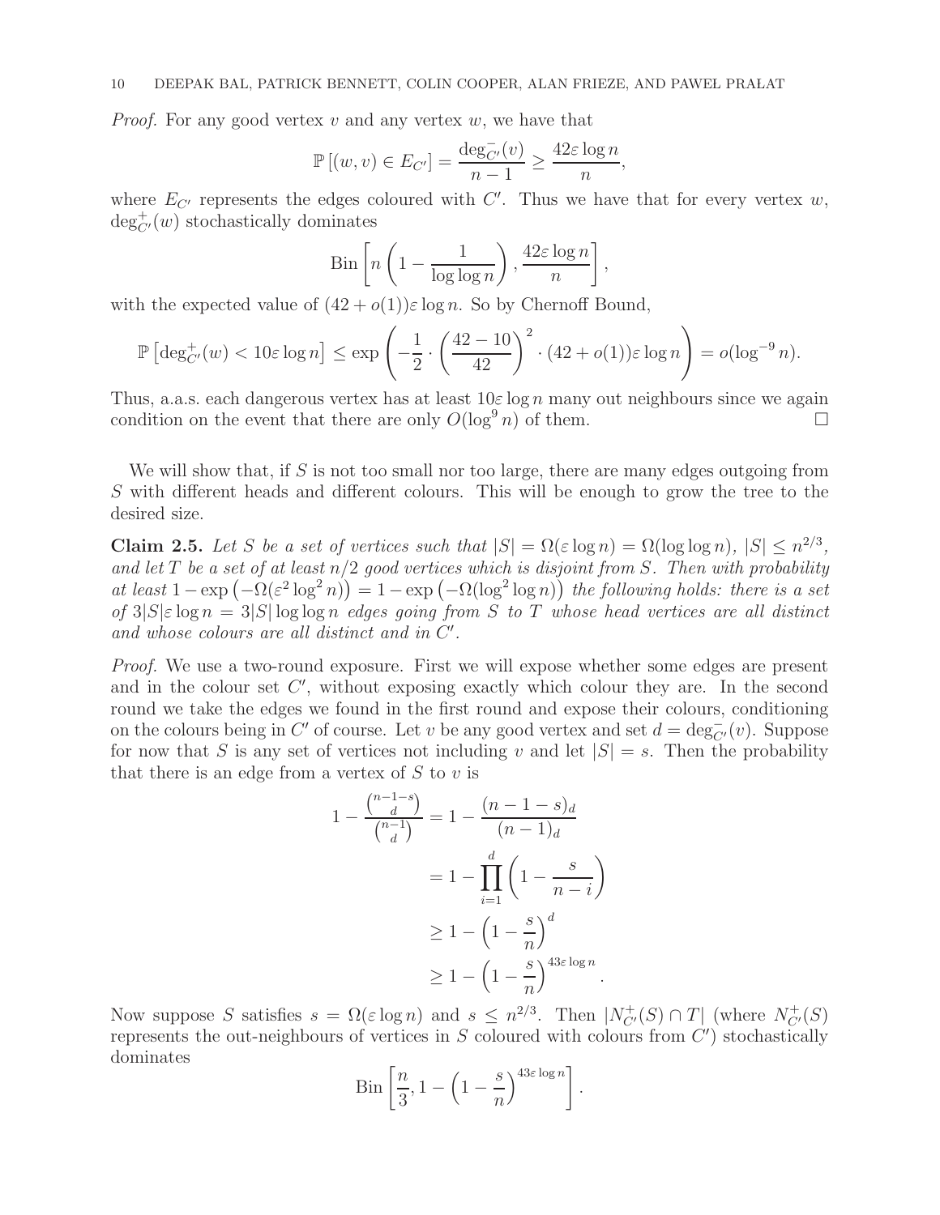*Proof.* For any good vertex $v$ and any vertex $w$, we have that

$$\mathbb{P}\left[(w,v) \in E_{C'}\right] = \frac{\deg^-_{C'}(v)}{n-1} \geq \frac{42\varepsilon \log n}{n},$$

where $E_{C'}$ represents the edges coloured with $C'$. Thus we have that for every vertex $w$, $\deg^+_{C'}(w)$ stochastically dominates

$$\text{Bin}\left[n\left(1 - \frac{1}{\log\log n}\right), \frac{42\varepsilon \log n}{n}\right],$$

with the expected value of $(42 + o(1))\varepsilon \log n$. So by Chernoff Bound,

$$\mathbb{P}\left[\deg^+_{C'}(w) < 10\varepsilon \log n\right] \leq \exp\left(-\frac{1}{2} \cdot \left(\frac{42-10}{42}\right)^2 \cdot (42 + o(1))\varepsilon \log n\right) = o(\log^{-9} n).$$

Thus, a.a.s. each dangerous vertex has at least $10\varepsilon \log n$ many out neighbours since we again condition on the event that there are only $O(\log^9 n)$ of them. $\square$

We will show that, if $S$ is not too small nor too large, there are many edges outgoing from $S$ with different heads and different colours. This will be enough to grow the tree to the desired size.

**Claim 2.5.** *Let $S$ be a set of vertices such that $|S| = \Omega(\varepsilon \log n) = \Omega(\log\log n)$, $|S| \leq n^{2/3}$, and let $T$ be a set of at least $n/2$ good vertices which is disjoint from $S$. Then with probability at least $1 - \exp\left(-\Omega(\varepsilon^2 \log^2 n)\right) = 1 - \exp\left(-\Omega(\log^2 \log n)\right)$ the following holds: there is a set of $3|S|\varepsilon \log n = 3|S| \log\log n$ edges going from $S$ to $T$ whose head vertices are all distinct and whose colours are all distinct and in $C'$.*

*Proof.* We use a two-round exposure. First we will expose whether some edges are present and in the colour set $C'$, without exposing exactly which colour they are. In the second round we take the edges we found in the first round and expose their colours, conditioning on the colours being in $C'$ of course. Let $v$ be any good vertex and set $d = \deg^-_{C'}(v)$. Suppose for now that $S$ is any set of vertices not including $v$ and let $|S| = s$. Then the probability that there is an edge from a vertex of $S$ to $v$ is

$$\begin{aligned}
1 - \frac{\binom{n-1-s}{d}}{\binom{n-1}{d}} &= 1 - \frac{(n-1-s)_d}{(n-1)_d} \\
&= 1 - \prod_{i=1}^{d}\left(1 - \frac{s}{n-i}\right) \\
&\geq 1 - \left(1 - \frac{s}{n}\right)^d \\
&\geq 1 - \left(1 - \frac{s}{n}\right)^{43\varepsilon \log n}.
\end{aligned}$$

Now suppose $S$ satisfies $s = \Omega(\varepsilon \log n)$ and $s \leq n^{2/3}$. Then $|N^+_{C'}(S) \cap T|$ (where $N^+_{C'}(S)$ represents the out-neighbours of vertices in $S$ coloured with colours from $C'$) stochastically dominates

$$\text{Bin}\left[\frac{n}{3}, 1 - \left(1 - \frac{s}{n}\right)^{43\varepsilon \log n}\right].$$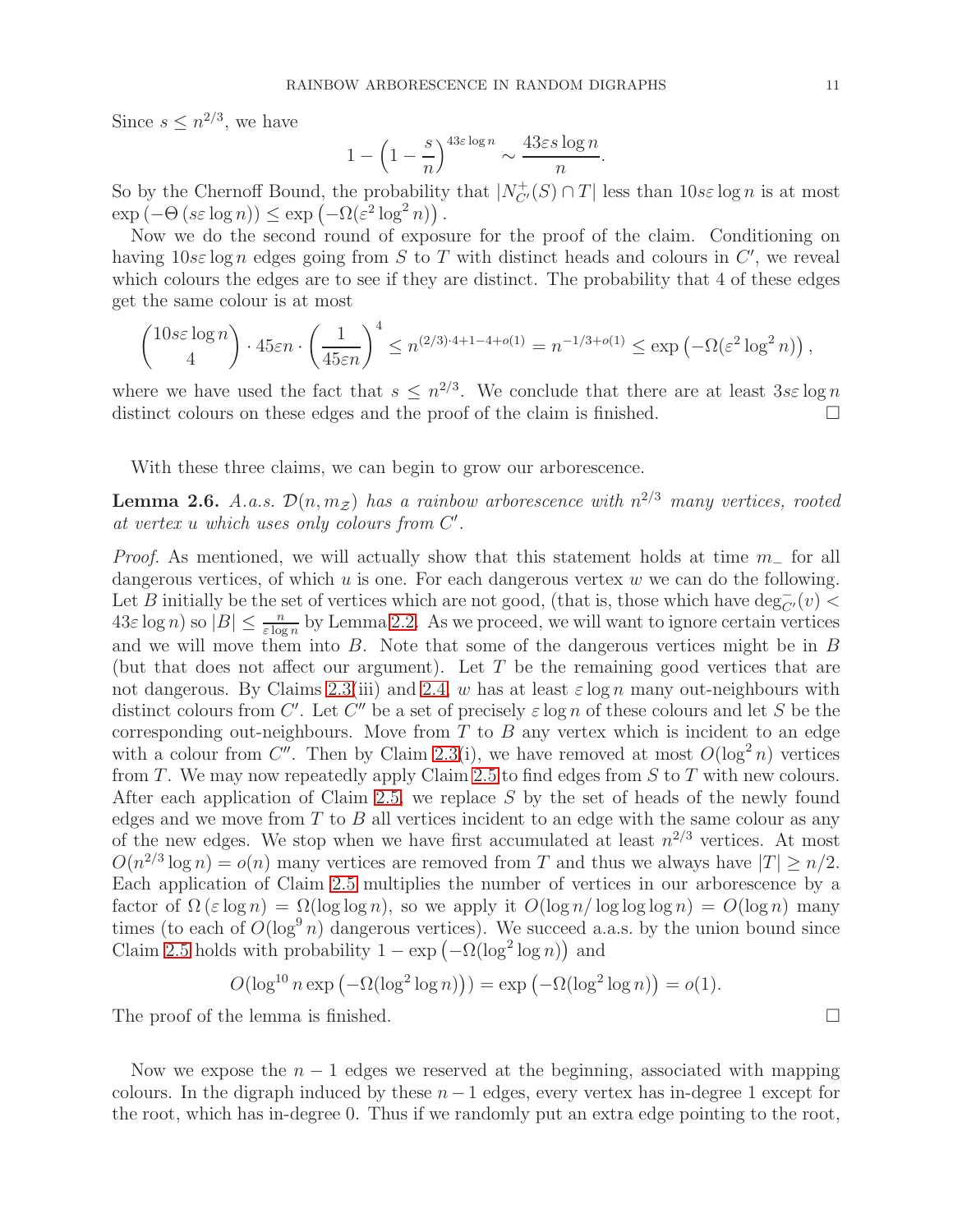Since $s \leq n^{2/3}$, we have

$$1 - \left(1 - \frac{s}{n}\right)^{43\varepsilon \log n} \sim \frac{43\varepsilon s \log n}{n}.$$

So by the Chernoff Bound, the probability that $|N^+_{C'}(S) \cap T|$ less than $10s\varepsilon \log n$ is at most $\exp\left(-\Theta\left(s\varepsilon \log n\right)\right) \leq \exp\left(-\Omega(\varepsilon^2 \log^2 n)\right)$.

Now we do the second round of exposure for the proof of the claim. Conditioning on having $10s\varepsilon \log n$ edges going from $S$ to $T$ with distinct heads and colours in $C'$, we reveal which colours the edges are to see if they are distinct. The probability that 4 of these edges get the same colour is at most

$$\binom{10s\varepsilon \log n}{4} \cdot 45\varepsilon n \cdot \left(\frac{1}{45\varepsilon n}\right)^4 \leq n^{(2/3)\cdot 4 + 1 - 4 + o(1)} = n^{-1/3 + o(1)} \leq \exp\left(-\Omega(\varepsilon^2 \log^2 n)\right),$$

where we have used the fact that $s \leq n^{2/3}$. We conclude that there are at least $3s\varepsilon \log n$ distinct colours on these edges and the proof of the claim is finished. □

With these three claims, we can begin to grow our arborescence.

**Lemma 2.6.** *A.a.s. $\mathcal{D}(n, m_{\mathcal{Z}})$ has a rainbow arborescence with $n^{2/3}$ many vertices, rooted at vertex $u$ which uses only colours from $C'$.*

*Proof.* As mentioned, we will actually show that this statement holds at time $m_-$ for all dangerous vertices, of which $u$ is one. For each dangerous vertex $w$ we can do the following. Let $B$ initially be the set of vertices which are not good, (that is, those which have $\deg^-_{C'}(v) < 43\varepsilon \log n$) so $|B| \leq \frac{n}{\varepsilon \log n}$ by Lemma 2.2. As we proceed, we will want to ignore certain vertices and we will move them into $B$. Note that some of the dangerous vertices might be in $B$ (but that does not affect our argument). Let $T$ be the remaining good vertices that are not dangerous. By Claims 2.3(iii) and 2.4, $w$ has at least $\varepsilon \log n$ many out-neighbours with distinct colours from $C'$. Let $C''$ be a set of precisely $\varepsilon \log n$ of these colours and let $S$ be the corresponding out-neighbours. Move from $T$ to $B$ any vertex which is incident to an edge with a colour from $C''$. Then by Claim 2.3(i), we have removed at most $O(\log^2 n)$ vertices from $T$. We may now repeatedly apply Claim 2.5 to find edges from $S$ to $T$ with new colours. After each application of Claim 2.5, we replace $S$ by the set of heads of the newly found edges and we move from $T$ to $B$ all vertices incident to an edge with the same colour as any of the new edges. We stop when we have first accumulated at least $n^{2/3}$ vertices. At most $O(n^{2/3} \log n) = o(n)$ many vertices are removed from $T$ and thus we always have $|T| \geq n/2$. Each application of Claim 2.5 multiplies the number of vertices in our arborescence by a factor of $\Omega\left(\varepsilon \log n\right) = \Omega(\log \log n)$, so we apply it $O(\log n / \log \log \log n) = O(\log n)$ many times (to each of $O(\log^9 n)$ dangerous vertices). We succeed a.a.s. by the union bound since Claim 2.5 holds with probability $1 - \exp\left(-\Omega(\log^2 \log n)\right)$ and

$$O(\log^{10} n \exp\left(-\Omega(\log^2 \log n)\right)) = \exp\left(-\Omega(\log^2 \log n)\right) = o(1).$$

The proof of the lemma is finished. □

Now we expose the $n-1$ edges we reserved at the beginning, associated with mapping colours. In the digraph induced by these $n-1$ edges, every vertex has in-degree 1 except for the root, which has in-degree 0. Thus if we randomly put an extra edge pointing to the root,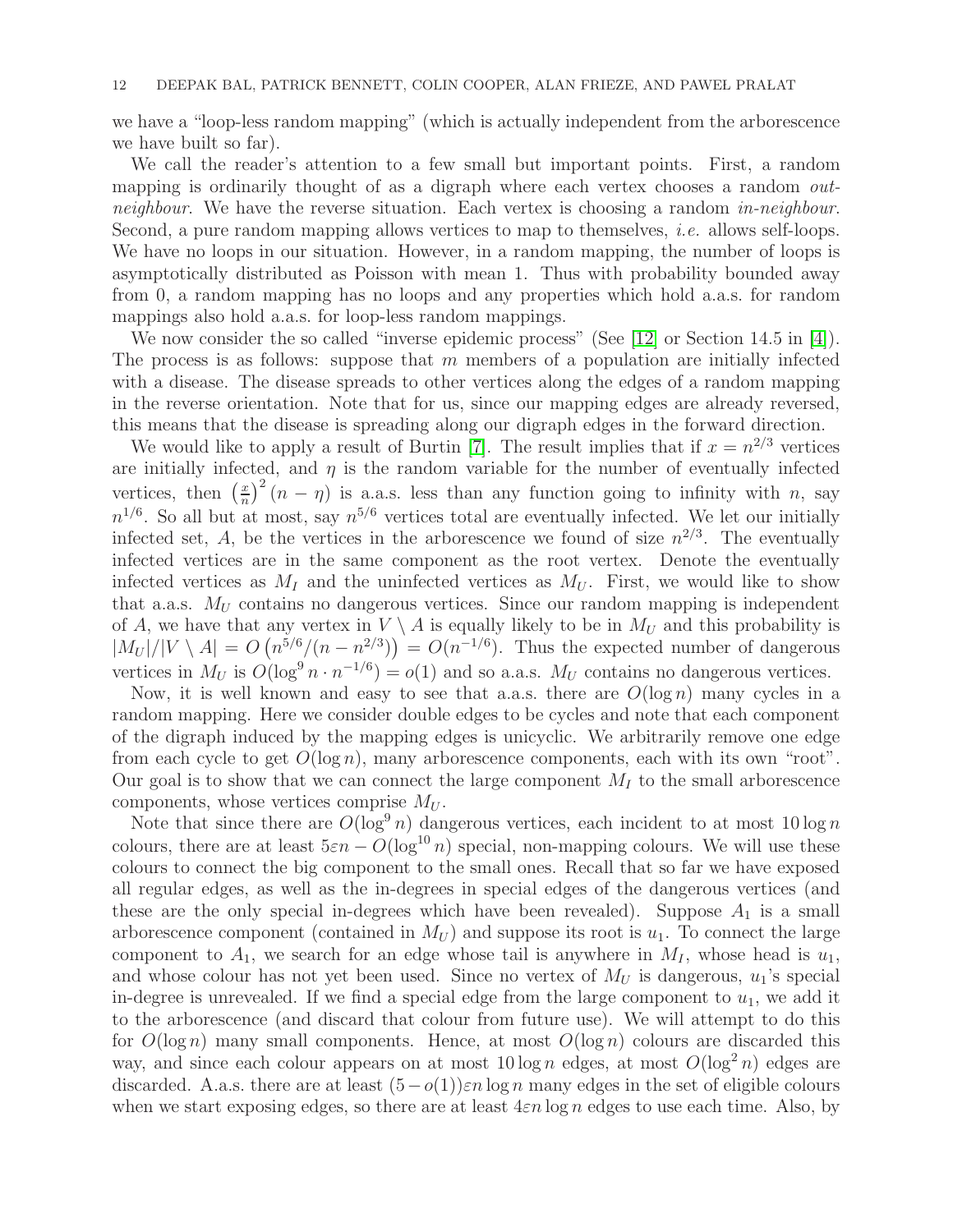we have a "loop-less random mapping" (which is actually independent from the arborescence we have built so far).

We call the reader's attention to a few small but important points. First, a random mapping is ordinarily thought of as a digraph where each vertex chooses a random *out-neighbour*. We have the reverse situation. Each vertex is choosing a random *in-neighbour*. Second, a pure random mapping allows vertices to map to themselves, *i.e.* allows self-loops. We have no loops in our situation. However, in a random mapping, the number of loops is asymptotically distributed as Poisson with mean 1. Thus with probability bounded away from 0, a random mapping has no loops and any properties which hold a.a.s. for random mappings also hold a.a.s. for loop-less random mappings.

We now consider the so called "inverse epidemic process" (See [12] or Section 14.5 in [4]). The process is as follows: suppose that $m$ members of a population are initially infected with a disease. The disease spreads to other vertices along the edges of a random mapping in the reverse orientation. Note that for us, since our mapping edges are already reversed, this means that the disease is spreading along our digraph edges in the forward direction.

We would like to apply a result of Burtin [7]. The result implies that if $x = n^{2/3}$ vertices are initially infected, and $\eta$ is the random variable for the number of eventually infected vertices, then $\left(\frac{x}{n}\right)^2 (n - \eta)$ is a.a.s. less than any function going to infinity with $n$, say $n^{1/6}$. So all but at most, say $n^{5/6}$ vertices total are eventually infected. We let our initially infected set, $A$, be the vertices in the arborescence we found of size $n^{2/3}$. The eventually infected vertices are in the same component as the root vertex. Denote the eventually infected vertices as $M_I$ and the uninfected vertices as $M_U$. First, we would like to show that a.a.s. $M_U$ contains no dangerous vertices. Since our random mapping is independent of $A$, we have that any vertex in $V \setminus A$ is equally likely to be in $M_U$ and this probability is $|M_U|/|V \setminus A| = O\left(n^{5/6}/(n - n^{2/3})\right) = O(n^{-1/6})$. Thus the expected number of dangerous vertices in $M_U$ is $O(\log^9 n \cdot n^{-1/6}) = o(1)$ and so a.a.s. $M_U$ contains no dangerous vertices.

Now, it is well known and easy to see that a.a.s. there are $O(\log n)$ many cycles in a random mapping. Here we consider double edges to be cycles and note that each component of the digraph induced by the mapping edges is unicyclic. We arbitrarily remove one edge from each cycle to get $O(\log n)$, many arborescence components, each with its own "root". Our goal is to show that we can connect the large component $M_I$ to the small arborescence components, whose vertices comprise $M_U$.

Note that since there are $O(\log^9 n)$ dangerous vertices, each incident to at most $10 \log n$ colours, there are at least $5\varepsilon n - O(\log^{10} n)$ special, non-mapping colours. We will use these colours to connect the big component to the small ones. Recall that so far we have exposed all regular edges, as well as the in-degrees in special edges of the dangerous vertices (and these are the only special in-degrees which have been revealed). Suppose $A_1$ is a small arborescence component (contained in $M_U$) and suppose its root is $u_1$. To connect the large component to $A_1$, we search for an edge whose tail is anywhere in $M_I$, whose head is $u_1$, and whose colour has not yet been used. Since no vertex of $M_U$ is dangerous, $u_1$'s special in-degree is unrevealed. If we find a special edge from the large component to $u_1$, we add it to the arborescence (and discard that colour from future use). We will attempt to do this for $O(\log n)$ many small components. Hence, at most $O(\log n)$ colours are discarded this way, and since each colour appears on at most $10 \log n$ edges, at most $O(\log^2 n)$ edges are discarded. A.a.s. there are at least $(5 - o(1))\varepsilon n \log n$ many edges in the set of eligible colours when we start exposing edges, so there are at least $4\varepsilon n \log n$ edges to use each time. Also, by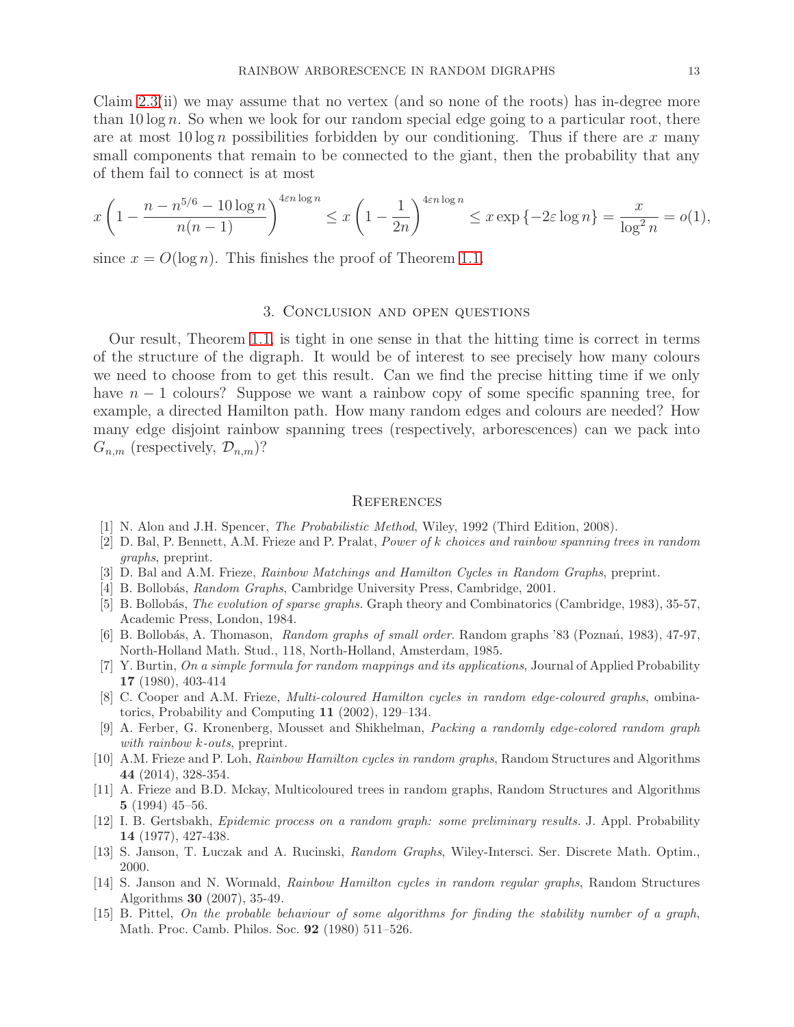Claim 2.3(ii) we may assume that no vertex (and so none of the roots) has in-degree more than $10 \log n$. So when we look for our random special edge going to a particular root, there are at most $10 \log n$ possibilities forbidden by our conditioning. Thus if there are $x$ many small components that remain to be connected to the giant, then the probability that any of them fail to connect is at most

$$x\left(1 - \frac{n - n^{5/6} - 10\log n}{n(n-1)}\right)^{4\varepsilon n \log n} \leq x\left(1 - \frac{1}{2n}\right)^{4\varepsilon n \log n} \leq x \exp\left\{-2\varepsilon \log n\right\} = \frac{x}{\log^2 n} = o(1),$$

since $x = O(\log n)$. This finishes the proof of Theorem 1.1.

## 3. Conclusion and open questions

Our result, Theorem 1.1, is tight in one sense in that the hitting time is correct in terms of the structure of the digraph. It would be of interest to see precisely how many colours we need to choose from to get this result. Can we find the precise hitting time if we only have $n-1$ colours? Suppose we want a rainbow copy of some specific spanning tree, for example, a directed Hamilton path. How many random edges and colours are needed? How many edge disjoint rainbow spanning trees (respectively, arborescences) can we pack into $G_{n,m}$ (respectively, $\mathcal{D}_{n,m}$)?

## References

[1] N. Alon and J.H. Spencer, *The Probabilistic Method*, Wiley, 1992 (Third Edition, 2008).

[2] D. Bal, P. Bennett, A.M. Frieze and P. Pralat, *Power of k choices and rainbow spanning trees in random graphs*, preprint.

[3] D. Bal and A.M. Frieze, *Rainbow Matchings and Hamilton Cycles in Random Graphs*, preprint.

[4] B. Bollobás, *Random Graphs*, Cambridge University Press, Cambridge, 2001.

[5] B. Bollobás, *The evolution of sparse graphs.* Graph theory and Combinatorics (Cambridge, 1983), 35-57, Academic Press, London, 1984.

[6] B. Bollobás, A. Thomason, *Random graphs of small order*. Random graphs '83 (Poznań, 1983), 47-97, North-Holland Math. Stud., 118, North-Holland, Amsterdam, 1985.

[7] Y. Burtin, *On a simple formula for random mappings and its applications*, Journal of Applied Probability **17** (1980), 403-414

[8] C. Cooper and A.M. Frieze, *Multi-coloured Hamilton cycles in random edge-coloured graphs*, ombinatorics, Probability and Computing **11** (2002), 129–134.

[9] A. Ferber, G. Kronenberg, Mousset and Shikhelman, *Packing a randomly edge-colored random graph with rainbow k-outs*, preprint.

[10] A.M. Frieze and P. Loh, *Rainbow Hamilton cycles in random graphs*, Random Structures and Algorithms **44** (2014), 328-354.

[11] A. Frieze and B.D. Mckay, Multicoloured trees in random graphs, Random Structures and Algorithms **5** (1994) 45–56.

[12] I. B. Gertsbakh, *Epidemic process on a random graph: some preliminary results.* J. Appl. Probability **14** (1977), 427-438.

[13] S. Janson, T. Łuczak and A. Rucinski, *Random Graphs*, Wiley-Intersci. Ser. Discrete Math. Optim., 2000.

[14] S. Janson and N. Wormald, *Rainbow Hamilton cycles in random regular graphs*, Random Structures Algorithms **30** (2007), 35-49.

[15] B. Pittel, *On the probable behaviour of some algorithms for finding the stability number of a graph*, Math. Proc. Camb. Philos. Soc. **92** (1980) 511–526.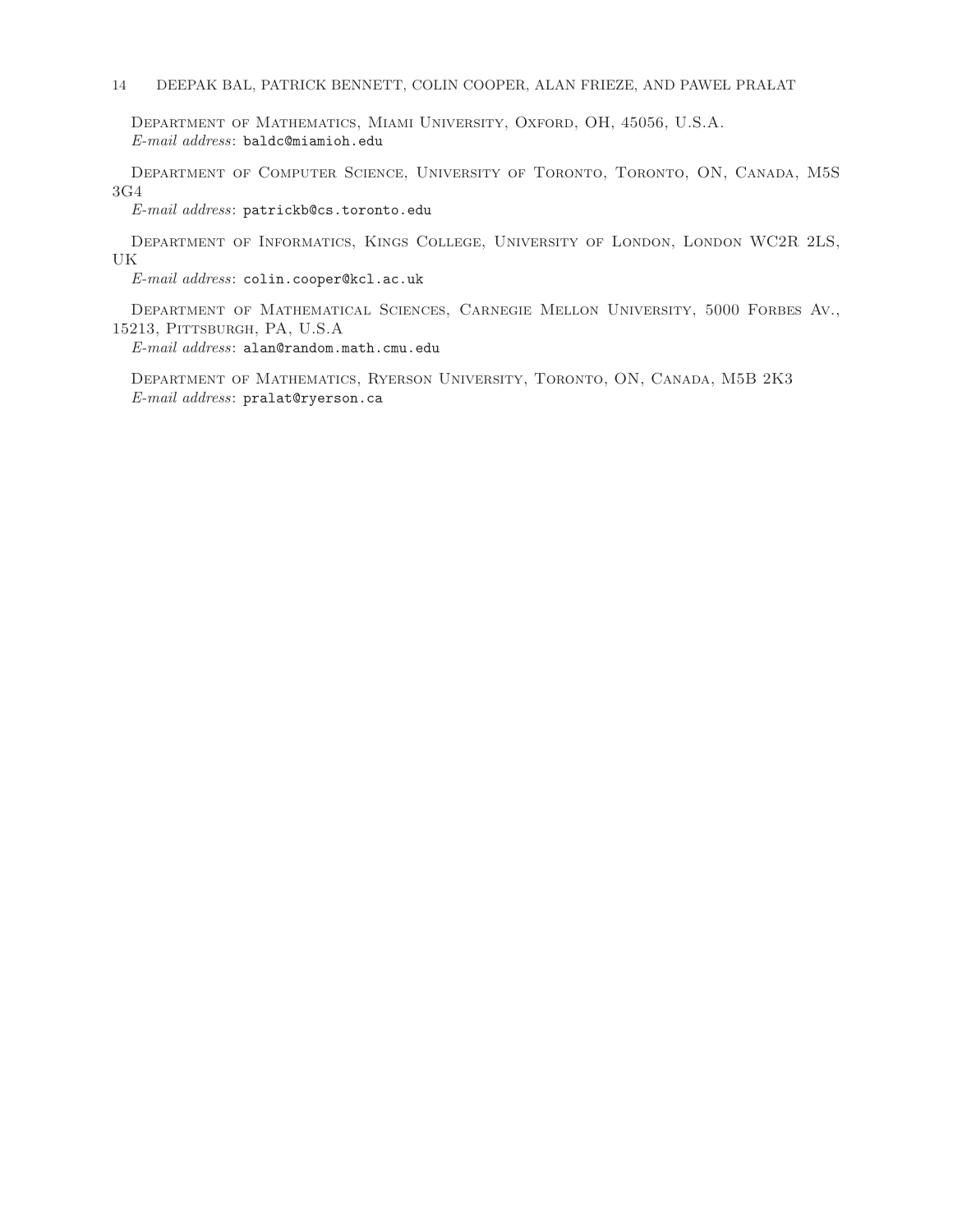Department of Mathematics, Miami University, Oxford, OH, 45056, U.S.A.
*E-mail address*: baldc@miamioh.edu

Department of Computer Science, University of Toronto, Toronto, ON, Canada, M5S 3G4
*E-mail address*: patrickb@cs.toronto.edu

Department of Informatics, Kings College, University of London, London WC2R 2LS, UK
*E-mail address*: colin.cooper@kcl.ac.uk

Department of Mathematical Sciences, Carnegie Mellon University, 5000 Forbes Av., 15213, Pittsburgh, PA, U.S.A
*E-mail address*: alan@random.math.cmu.edu

Department of Mathematics, Ryerson University, Toronto, ON, Canada, M5B 2K3
*E-mail address*: pralat@ryerson.ca